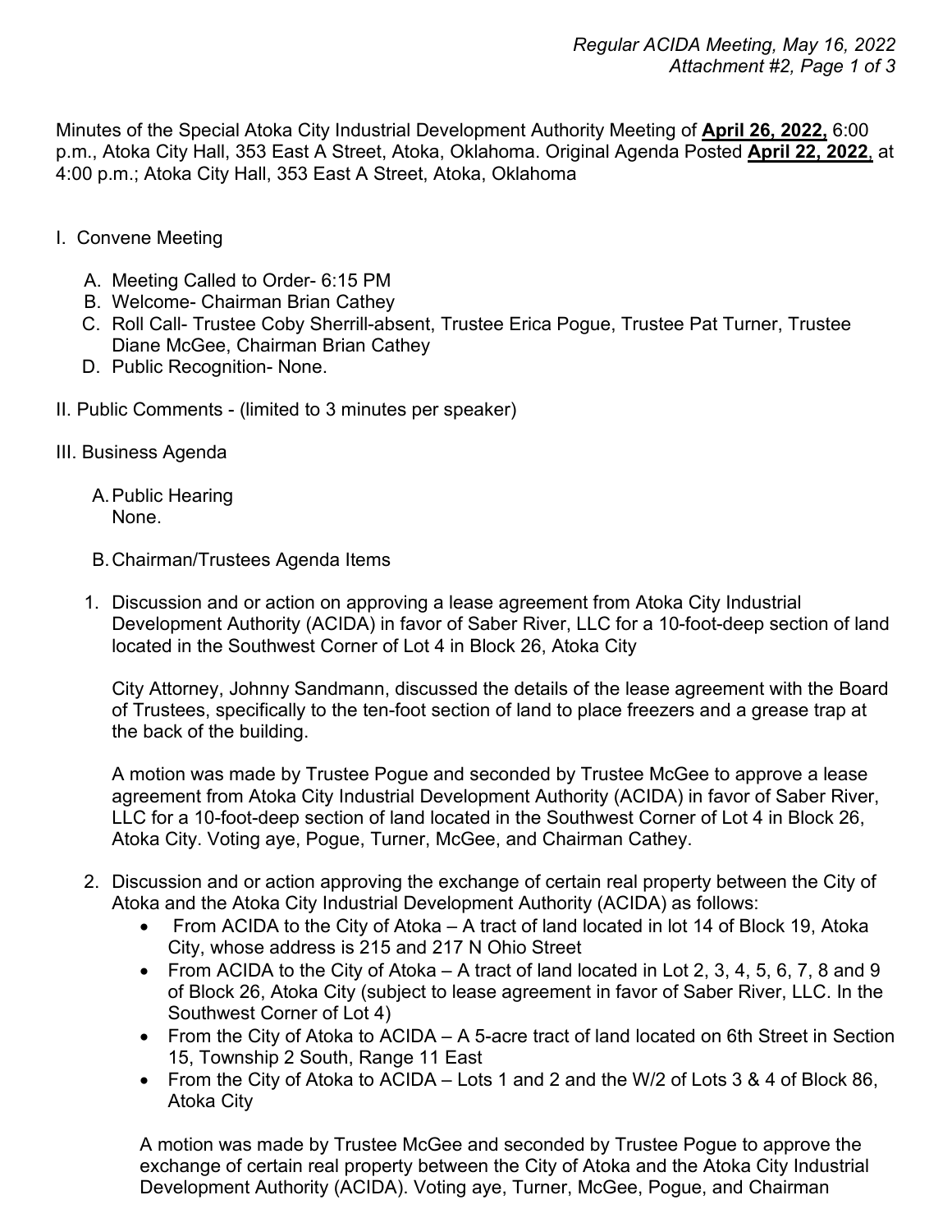Minutes of the Special Atoka City Industrial Development Authority Meeting of **April 26, 2022,** 6:00 p.m., Atoka City Hall, 353 East A Street, Atoka, Oklahoma. Original Agenda Posted **April 22, 2022**, at 4:00 p.m.; Atoka City Hall, 353 East A Street, Atoka, Oklahoma

I. Convene Meeting

A. Meeting Called to Order- 6:15 PM
B. Welcome- Chairman Brian Cathey
C. Roll Call- Trustee Coby Sherrill-absent, Trustee Erica Pogue, Trustee Pat Turner, Trustee Diane McGee, Chairman Brian Cathey
D. Public Recognition- None.

II. Public Comments - (limited to 3 minutes per speaker)

III. Business Agenda

A. Public Hearing
None.

B. Chairman/Trustees Agenda Items

1. Discussion and or action on approving a lease agreement from Atoka City Industrial Development Authority (ACIDA) in favor of Saber River, LLC for a 10-foot-deep section of land located in the Southwest Corner of Lot 4 in Block 26, Atoka City

   City Attorney, Johnny Sandmann, discussed the details of the lease agreement with the Board of Trustees, specifically to the ten-foot section of land to place freezers and a grease trap at the back of the building.

   A motion was made by Trustee Pogue and seconded by Trustee McGee to approve a lease agreement from Atoka City Industrial Development Authority (ACIDA) in favor of Saber River, LLC for a 10-foot-deep section of land located in the Southwest Corner of Lot 4 in Block 26, Atoka City. Voting aye, Pogue, Turner, McGee, and Chairman Cathey.

2. Discussion and or action approving the exchange of certain real property between the City of Atoka and the Atoka City Industrial Development Authority (ACIDA) as follows:
   - From ACIDA to the City of Atoka – A tract of land located in lot 14 of Block 19, Atoka City, whose address is 215 and 217 N Ohio Street
   - From ACIDA to the City of Atoka – A tract of land located in Lot 2, 3, 4, 5, 6, 7, 8 and 9 of Block 26, Atoka City (subject to lease agreement in favor of Saber River, LLC. In the Southwest Corner of Lot 4)
   - From the City of Atoka to ACIDA – A 5-acre tract of land located on 6th Street in Section 15, Township 2 South, Range 11 East
   - From the City of Atoka to ACIDA – Lots 1 and 2 and the W/2 of Lots 3 & 4 of Block 86, Atoka City

   A motion was made by Trustee McGee and seconded by Trustee Pogue to approve the exchange of certain real property between the City of Atoka and the Atoka City Industrial Development Authority (ACIDA). Voting aye, Turner, McGee, Pogue, and Chairman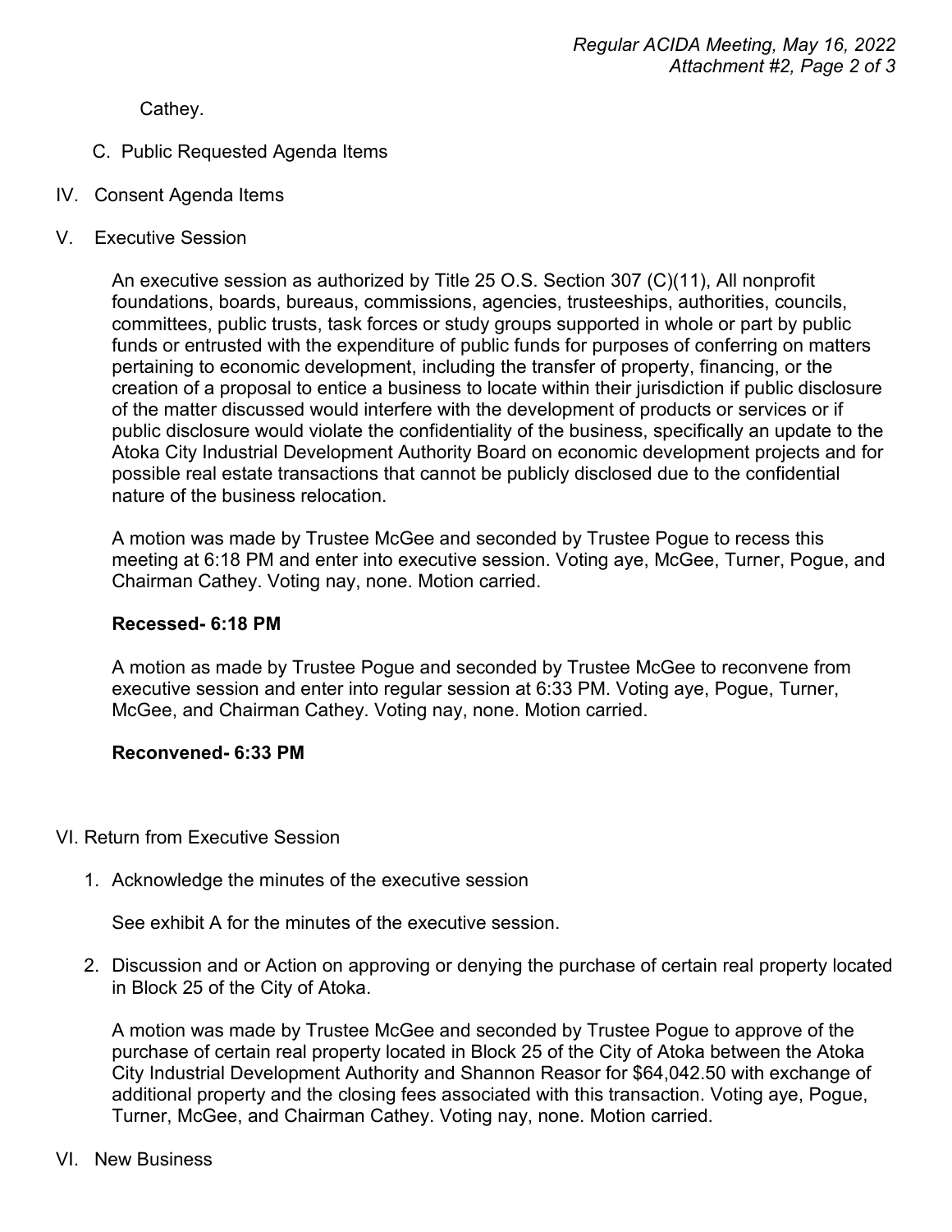Cathey.

C. Public Requested Agenda Items

IV. Consent Agenda Items

V. Executive Session

An executive session as authorized by Title 25 O.S. Section 307 (C)(11), All nonprofit foundations, boards, bureaus, commissions, agencies, trusteeships, authorities, councils, committees, public trusts, task forces or study groups supported in whole or part by public funds or entrusted with the expenditure of public funds for purposes of conferring on matters pertaining to economic development, including the transfer of property, financing, or the creation of a proposal to entice a business to locate within their jurisdiction if public disclosure of the matter discussed would interfere with the development of products or services or if public disclosure would violate the confidentiality of the business, specifically an update to the Atoka City Industrial Development Authority Board on economic development projects and for possible real estate transactions that cannot be publicly disclosed due to the confidential nature of the business relocation.

A motion was made by Trustee McGee and seconded by Trustee Pogue to recess this meeting at 6:18 PM and enter into executive session. Voting aye, McGee, Turner, Pogue, and Chairman Cathey. Voting nay, none. Motion carried.

**Recessed- 6:18 PM**

A motion as made by Trustee Pogue and seconded by Trustee McGee to reconvene from executive session and enter into regular session at 6:33 PM. Voting aye, Pogue, Turner, McGee, and Chairman Cathey. Voting nay, none. Motion carried.

**Reconvened- 6:33 PM**

VI. Return from Executive Session

1. Acknowledge the minutes of the executive session

   See exhibit A for the minutes of the executive session.

2. Discussion and or Action on approving or denying the purchase of certain real property located in Block 25 of the City of Atoka.

   A motion was made by Trustee McGee and seconded by Trustee Pogue to approve of the purchase of certain real property located in Block 25 of the City of Atoka between the Atoka City Industrial Development Authority and Shannon Reasor for $64,042.50 with exchange of additional property and the closing fees associated with this transaction. Voting aye, Pogue, Turner, McGee, and Chairman Cathey. Voting nay, none. Motion carried.

VI. New Business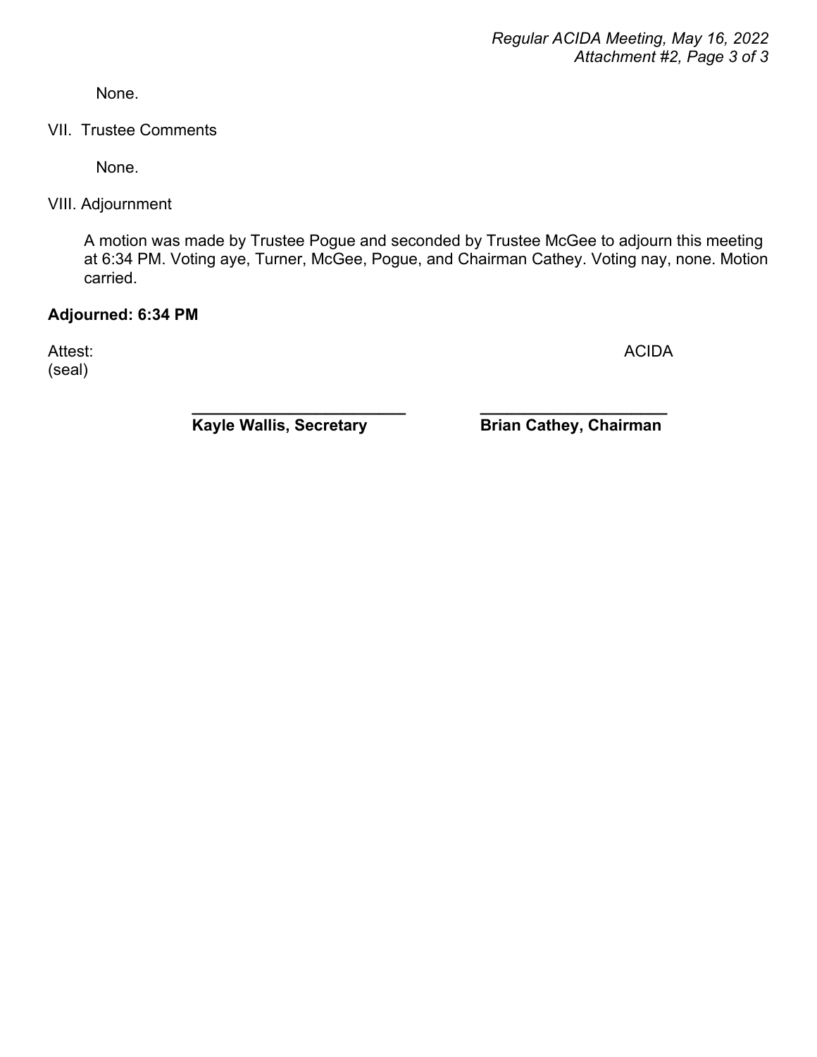None.

VII. Trustee Comments

None.

VIII. Adjournment

A motion was made by Trustee Pogue and seconded by Trustee McGee to adjourn this meeting at 6:34 PM. Voting aye, Turner, McGee, Pogue, and Chairman Cathey. Voting nay, none. Motion carried.

**Adjourned: 6:34 PM**

Attest: ACIDA
(seal)

**Kayle Wallis, Secretary** **Brian Cathey, Chairman**